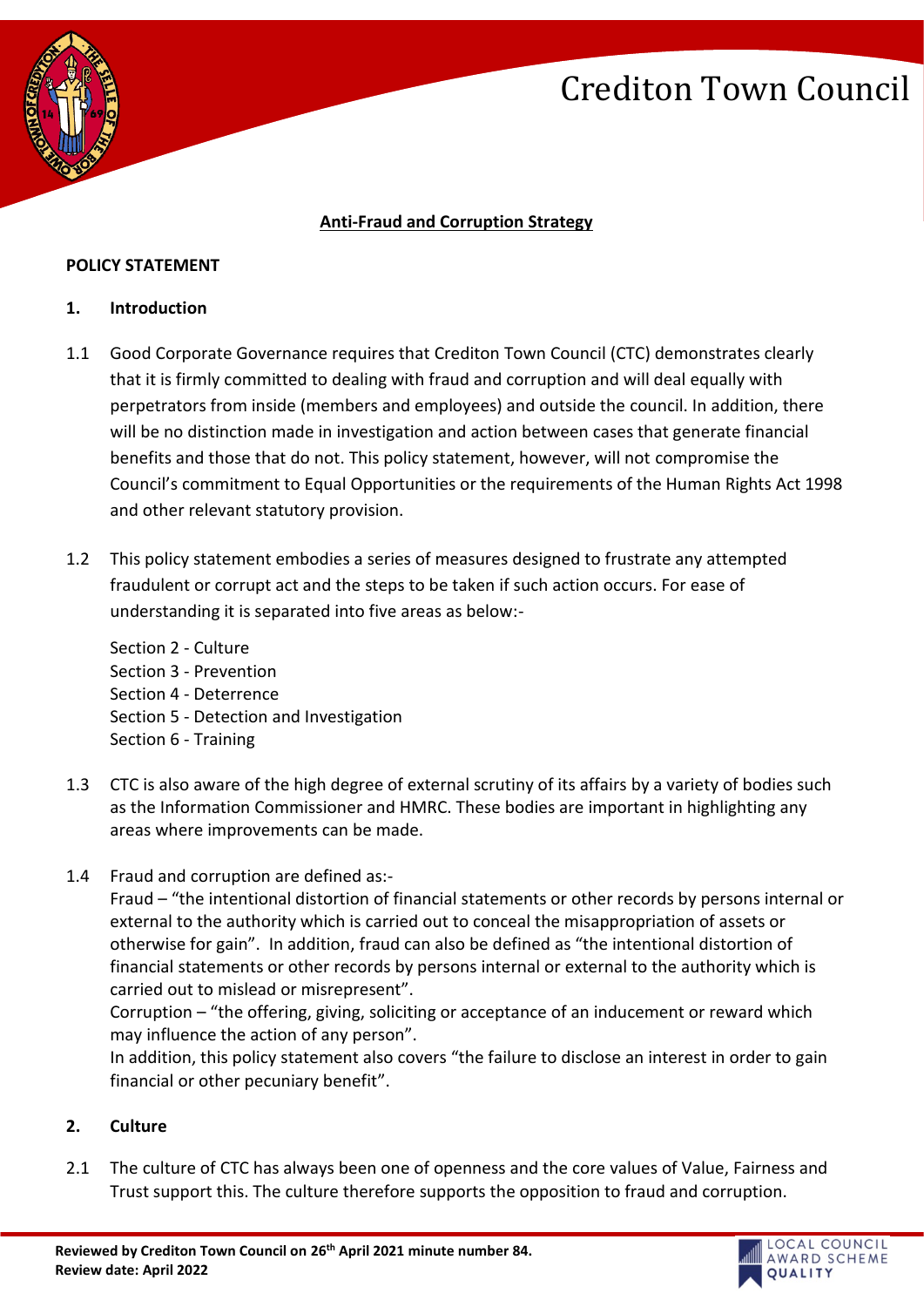# Crediton Town Council

## Anti-Fraud and Corruption Strategy

**POLICY STATEMENT**

**1. Introduction**

1.1 Good Corporate Governance requires that Crediton Town Council (CTC) demonstrates clearly that it is firmly committed to dealing with fraud and corruption and will deal equally with perpetrators from inside (members and employees) and outside the council. In addition, there will be no distinction made in investigation and action between cases that generate financial benefits and those that do not. This policy statement, however, will not compromise the Council's commitment to Equal Opportunities or the requirements of the Human Rights Act 1998 and other relevant statutory provision.

1.2 This policy statement embodies a series of measures designed to frustrate any attempted fraudulent or corrupt act and the steps to be taken if such action occurs. For ease of understanding it is separated into five areas as below:-

Section 2 - Culture
Section 3 - Prevention
Section 4 - Deterrence
Section 5 - Detection and Investigation
Section 6 - Training

1.3 CTC is also aware of the high degree of external scrutiny of its affairs by a variety of bodies such as the Information Commissioner and HMRC. These bodies are important in highlighting any areas where improvements can be made.

1.4 Fraud and corruption are defined as:-
Fraud – "the intentional distortion of financial statements or other records by persons internal or external to the authority which is carried out to conceal the misappropriation of assets or otherwise for gain". In addition, fraud can also be defined as "the intentional distortion of financial statements or other records by persons internal or external to the authority which is carried out to mislead or misrepresent".
Corruption – "the offering, giving, soliciting or acceptance of an inducement or reward which may influence the action of any person".
In addition, this policy statement also covers "the failure to disclose an interest in order to gain financial or other pecuniary benefit".

**2. Culture**

2.1 The culture of CTC has always been one of openness and the core values of Value, Fairness and Trust support this. The culture therefore supports the opposition to fraud and corruption.

**Reviewed by Crediton Town Council on 26th April 2021 minute number 84.**
**Review date: April 2022**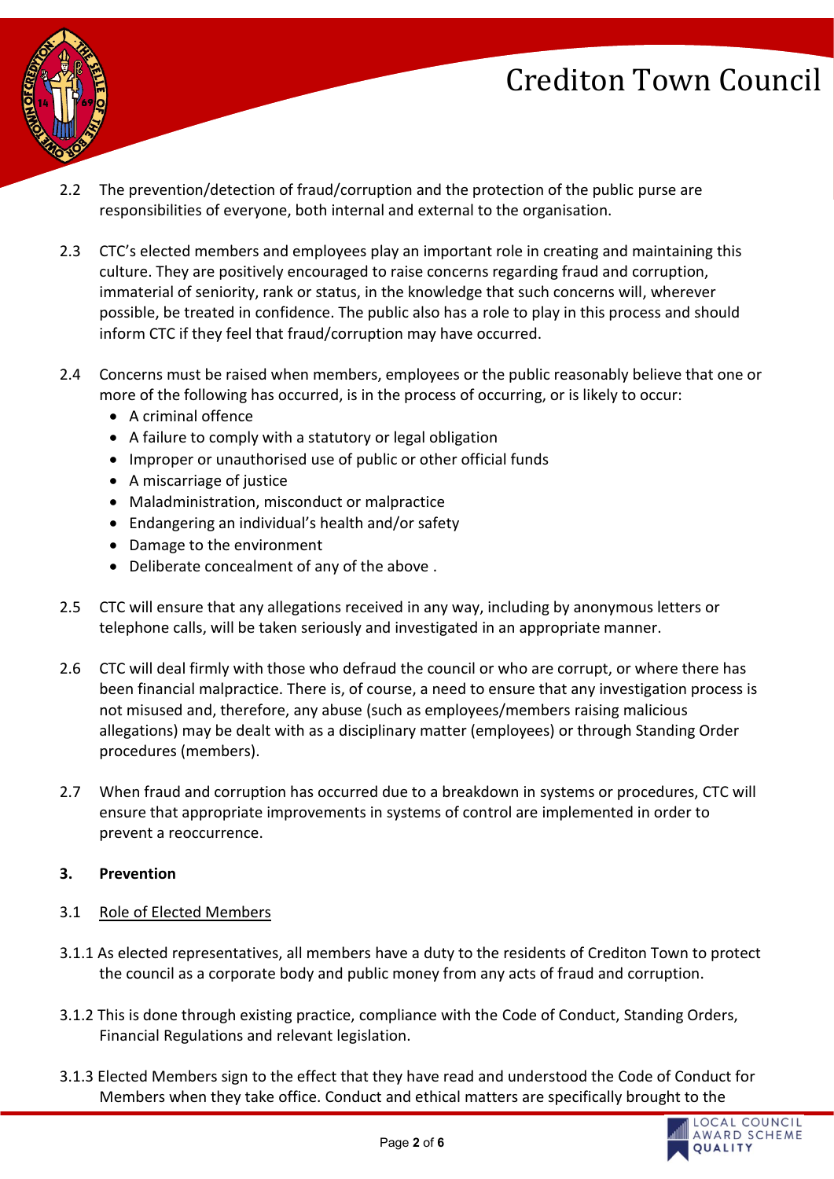2.2 The prevention/detection of fraud/corruption and the protection of the public purse are responsibilities of everyone, both internal and external to the organisation.

2.3 CTC's elected members and employees play an important role in creating and maintaining this culture. They are positively encouraged to raise concerns regarding fraud and corruption, immaterial of seniority, rank or status, in the knowledge that such concerns will, wherever possible, be treated in confidence. The public also has a role to play in this process and should inform CTC if they feel that fraud/corruption may have occurred.

2.4 Concerns must be raised when members, employees or the public reasonably believe that one or more of the following has occurred, is in the process of occurring, or is likely to occur:

- A criminal offence
- A failure to comply with a statutory or legal obligation
- Improper or unauthorised use of public or other official funds
- A miscarriage of justice
- Maladministration, misconduct or malpractice
- Endangering an individual's health and/or safety
- Damage to the environment
- Deliberate concealment of any of the above .

2.5 CTC will ensure that any allegations received in any way, including by anonymous letters or telephone calls, will be taken seriously and investigated in an appropriate manner.

2.6 CTC will deal firmly with those who defraud the council or who are corrupt, or where there has been financial malpractice. There is, of course, a need to ensure that any investigation process is not misused and, therefore, any abuse (such as employees/members raising malicious allegations) may be dealt with as a disciplinary matter (employees) or through Standing Order procedures (members).

2.7 When fraud and corruption has occurred due to a breakdown in systems or procedures, CTC will ensure that appropriate improvements in systems of control are implemented in order to prevent a reoccurrence.

## 3. Prevention

### 3.1 Role of Elected Members

3.1.1 As elected representatives, all members have a duty to the residents of Crediton Town to protect the council as a corporate body and public money from any acts of fraud and corruption.

3.1.2 This is done through existing practice, compliance with the Code of Conduct, Standing Orders, Financial Regulations and relevant legislation.

3.1.3 Elected Members sign to the effect that they have read and understood the Code of Conduct for Members when they take office. Conduct and ethical matters are specifically brought to the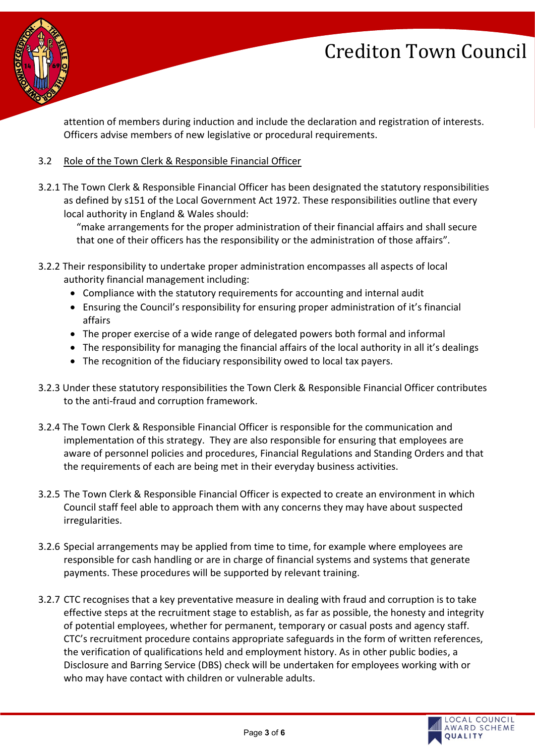attention of members during induction and include the declaration and registration of interests. Officers advise members of new legislative or procedural requirements.

3.2 Role of the Town Clerk & Responsible Financial Officer

3.2.1 The Town Clerk & Responsible Financial Officer has been designated the statutory responsibilities as defined by s151 of the Local Government Act 1972. These responsibilities outline that every local authority in England & Wales should:

> "make arrangements for the proper administration of their financial affairs and shall secure that one of their officers has the responsibility or the administration of those affairs".

3.2.2 Their responsibility to undertake proper administration encompasses all aspects of local authority financial management including:

- Compliance with the statutory requirements for accounting and internal audit
- Ensuring the Council's responsibility for ensuring proper administration of it's financial affairs
- The proper exercise of a wide range of delegated powers both formal and informal
- The responsibility for managing the financial affairs of the local authority in all it's dealings
- The recognition of the fiduciary responsibility owed to local tax payers.

3.2.3 Under these statutory responsibilities the Town Clerk & Responsible Financial Officer contributes to the anti-fraud and corruption framework.

3.2.4 The Town Clerk & Responsible Financial Officer is responsible for the communication and implementation of this strategy. They are also responsible for ensuring that employees are aware of personnel policies and procedures, Financial Regulations and Standing Orders and that the requirements of each are being met in their everyday business activities.

3.2.5 The Town Clerk & Responsible Financial Officer is expected to create an environment in which Council staff feel able to approach them with any concerns they may have about suspected irregularities.

3.2.6 Special arrangements may be applied from time to time, for example where employees are responsible for cash handling or are in charge of financial systems and systems that generate payments. These procedures will be supported by relevant training.

3.2.7 CTC recognises that a key preventative measure in dealing with fraud and corruption is to take effective steps at the recruitment stage to establish, as far as possible, the honesty and integrity of potential employees, whether for permanent, temporary or casual posts and agency staff. CTC's recruitment procedure contains appropriate safeguards in the form of written references, the verification of qualifications held and employment history. As in other public bodies, a Disclosure and Barring Service (DBS) check will be undertaken for employees working with or who may have contact with children or vulnerable adults.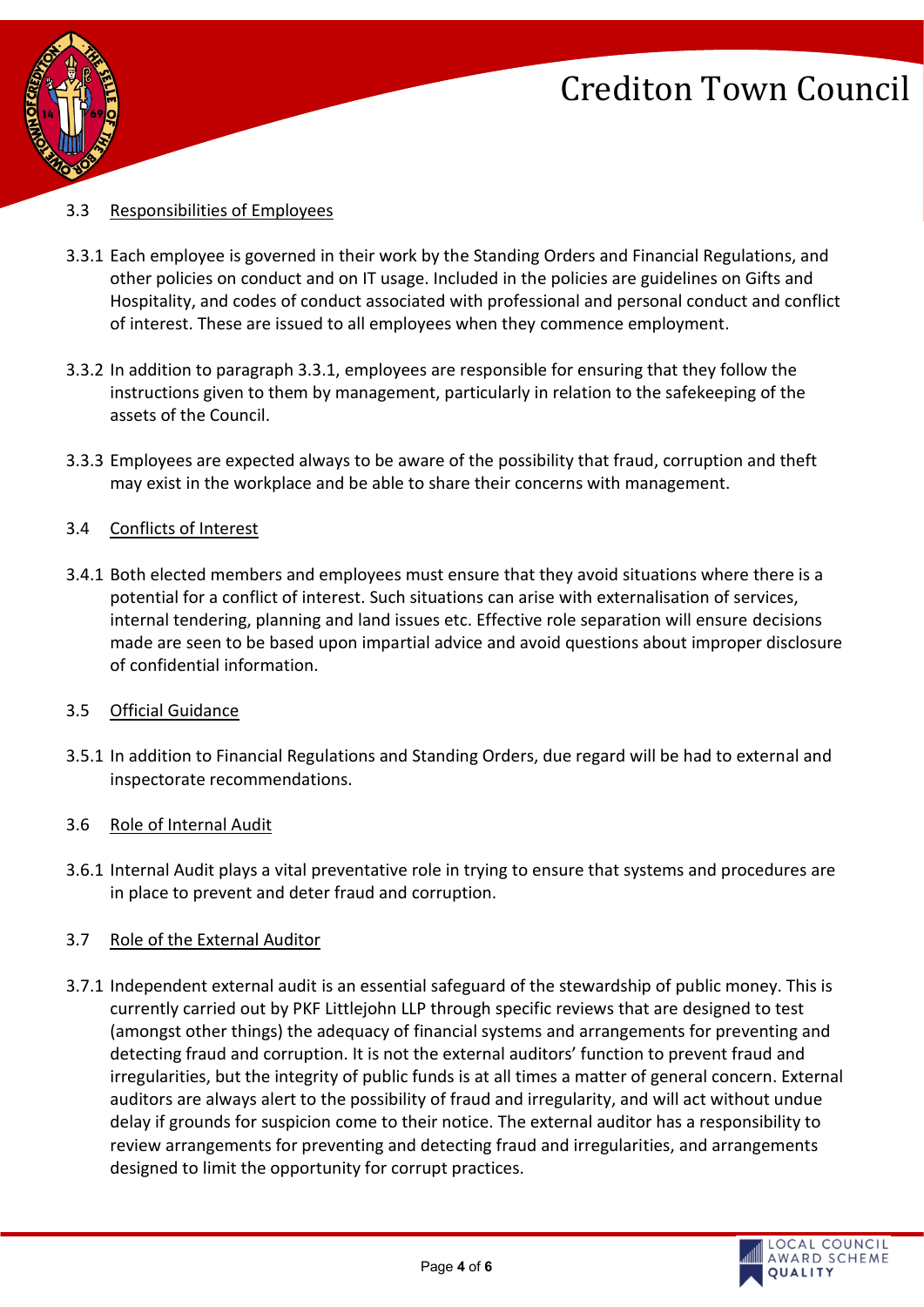### 3.3 Responsibilities of Employees

3.3.1 Each employee is governed in their work by the Standing Orders and Financial Regulations, and other policies on conduct and on IT usage. Included in the policies are guidelines on Gifts and Hospitality, and codes of conduct associated with professional and personal conduct and conflict of interest. These are issued to all employees when they commence employment.

3.3.2 In addition to paragraph 3.3.1, employees are responsible for ensuring that they follow the instructions given to them by management, particularly in relation to the safekeeping of the assets of the Council.

3.3.3 Employees are expected always to be aware of the possibility that fraud, corruption and theft may exist in the workplace and be able to share their concerns with management.

### 3.4 Conflicts of Interest

3.4.1 Both elected members and employees must ensure that they avoid situations where there is a potential for a conflict of interest. Such situations can arise with externalisation of services, internal tendering, planning and land issues etc. Effective role separation will ensure decisions made are seen to be based upon impartial advice and avoid questions about improper disclosure of confidential information.

### 3.5 Official Guidance

3.5.1 In addition to Financial Regulations and Standing Orders, due regard will be had to external and inspectorate recommendations.

### 3.6 Role of Internal Audit

3.6.1 Internal Audit plays a vital preventative role in trying to ensure that systems and procedures are in place to prevent and deter fraud and corruption.

### 3.7 Role of the External Auditor

3.7.1 Independent external audit is an essential safeguard of the stewardship of public money. This is currently carried out by PKF Littlejohn LLP through specific reviews that are designed to test (amongst other things) the adequacy of financial systems and arrangements for preventing and detecting fraud and corruption. It is not the external auditors' function to prevent fraud and irregularities, but the integrity of public funds is at all times a matter of general concern. External auditors are always alert to the possibility of fraud and irregularity, and will act without undue delay if grounds for suspicion come to their notice. The external auditor has a responsibility to review arrangements for preventing and detecting fraud and irregularities, and arrangements designed to limit the opportunity for corrupt practices.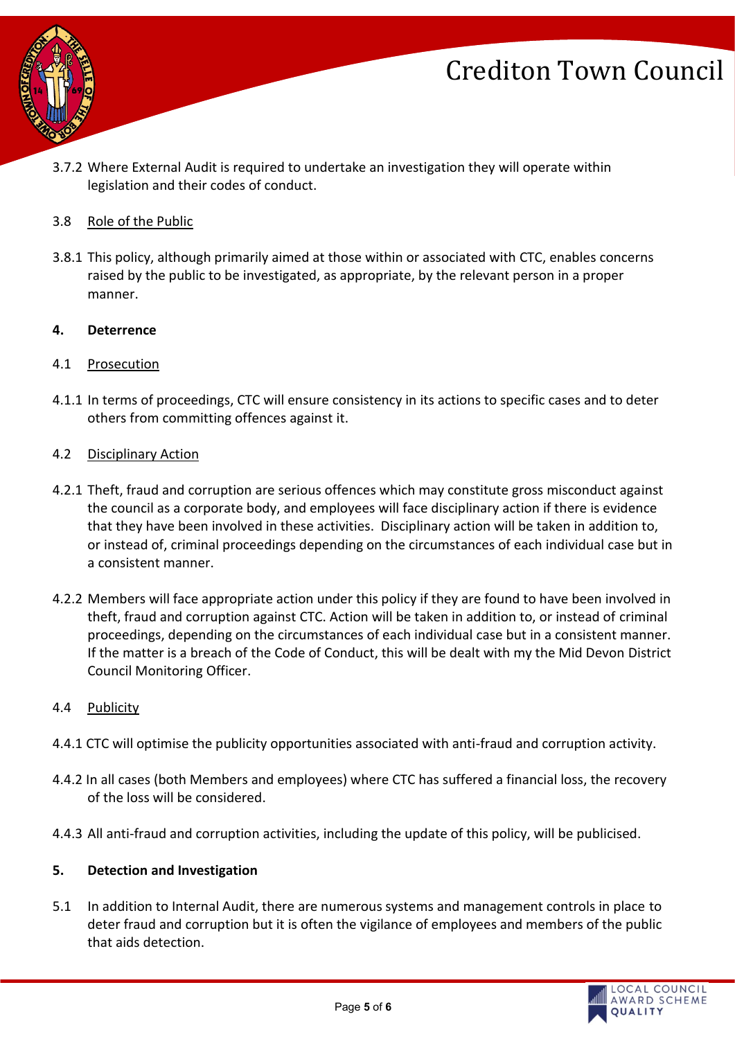3.7.2 Where External Audit is required to undertake an investigation they will operate within legislation and their codes of conduct.

3.8 Role of the Public

3.8.1 This policy, although primarily aimed at those within or associated with CTC, enables concerns raised by the public to be investigated, as appropriate, by the relevant person in a proper manner.

## 4. Deterrence

4.1 Prosecution

4.1.1 In terms of proceedings, CTC will ensure consistency in its actions to specific cases and to deter others from committing offences against it.

4.2 Disciplinary Action

4.2.1 Theft, fraud and corruption are serious offences which may constitute gross misconduct against the council as a corporate body, and employees will face disciplinary action if there is evidence that they have been involved in these activities. Disciplinary action will be taken in addition to, or instead of, criminal proceedings depending on the circumstances of each individual case but in a consistent manner.

4.2.2 Members will face appropriate action under this policy if they are found to have been involved in theft, fraud and corruption against CTC. Action will be taken in addition to, or instead of criminal proceedings, depending on the circumstances of each individual case but in a consistent manner. If the matter is a breach of the Code of Conduct, this will be dealt with my the Mid Devon District Council Monitoring Officer.

4.4 Publicity

4.4.1 CTC will optimise the publicity opportunities associated with anti-fraud and corruption activity.

4.4.2 In all cases (both Members and employees) where CTC has suffered a financial loss, the recovery of the loss will be considered.

4.4.3 All anti-fraud and corruption activities, including the update of this policy, will be publicised.

## 5. Detection and Investigation

5.1 In addition to Internal Audit, there are numerous systems and management controls in place to deter fraud and corruption but it is often the vigilance of employees and members of the public that aids detection.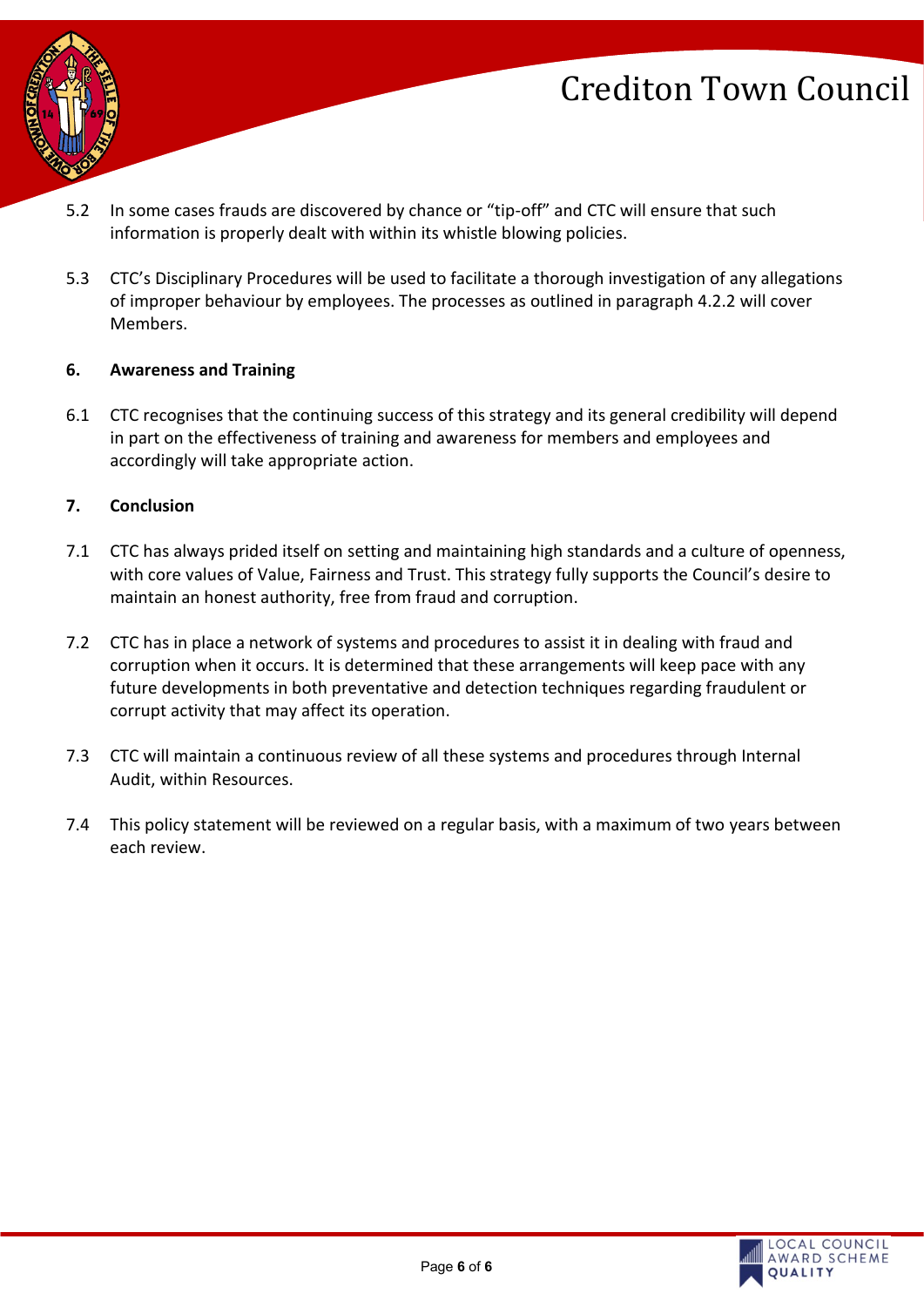5.2 In some cases frauds are discovered by chance or “tip-off” and CTC will ensure that such information is properly dealt with within its whistle blowing policies.

5.3 CTC’s Disciplinary Procedures will be used to facilitate a thorough investigation of any allegations of improper behaviour by employees. The processes as outlined in paragraph 4.2.2 will cover Members.

**6. Awareness and Training**

6.1 CTC recognises that the continuing success of this strategy and its general credibility will depend in part on the effectiveness of training and awareness for members and employees and accordingly will take appropriate action.

**7. Conclusion**

7.1 CTC has always prided itself on setting and maintaining high standards and a culture of openness, with core values of Value, Fairness and Trust. This strategy fully supports the Council’s desire to maintain an honest authority, free from fraud and corruption.

7.2 CTC has in place a network of systems and procedures to assist it in dealing with fraud and corruption when it occurs. It is determined that these arrangements will keep pace with any future developments in both preventative and detection techniques regarding fraudulent or corrupt activity that may affect its operation.

7.3 CTC will maintain a continuous review of all these systems and procedures through Internal Audit, within Resources.

7.4 This policy statement will be reviewed on a regular basis, with a maximum of two years between each review.